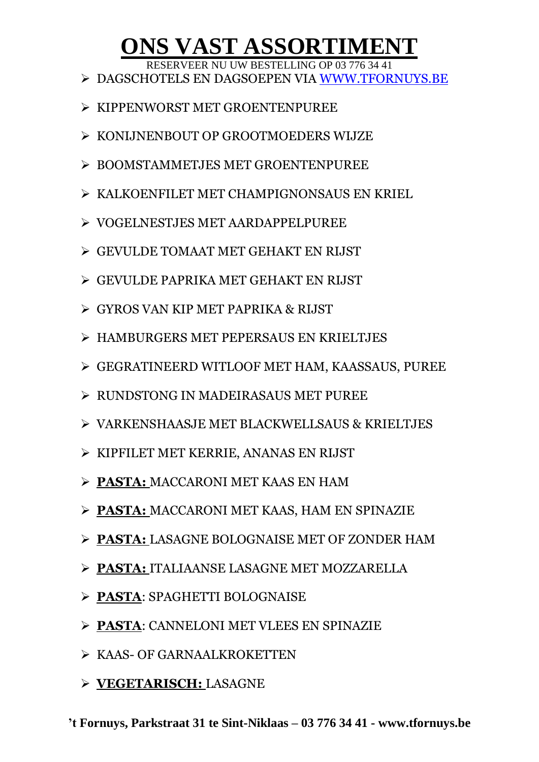# ONS VAST ASSORTIMENT

RESERVEER NU UW BESTELLING OP 03 776 34 41

- DAGSCHOTELS EN DAGSOEPEN VIA WWW.TFORNUYS.BE
- KIPPENWORST MET GROENTENPUREE
- KONIJNENBOUT OP GROOTMOEDERS WIJZE
- BOOMSTAMMETJES MET GROENTENPUREE
- KALKOENFILET MET CHAMPIGNONSAUS EN KRIEL
- VOGELNESTJES MET AARDAPPELPUREE
- GEVULDE TOMAAT MET GEHAKT EN RIJST
- GEVULDE PAPRIKA MET GEHAKT EN RIJST
- GYROS VAN KIP MET PAPRIKA & RIJST
- HAMBURGERS MET PEPERSAUS EN KRIELTJES
- GEGRATINEERD WITLOOF MET HAM, KAASSAUS, PUREE
- RUNDSTONG IN MADEIRASAUS MET PUREE
- VARKENSHAASJE MET BLACKWELLSAUS & KRIELTJES
- KIPFILET MET KERRIE, ANANAS EN RIJST
- **PASTA:** MACCARONI MET KAAS EN HAM
- **PASTA:** MACCARONI MET KAAS, HAM EN SPINAZIE
- **PASTA:** LASAGNE BOLOGNAISE MET OF ZONDER HAM
- **PASTA:** ITALIAANSE LASAGNE MET MOZZARELLA
- **PASTA**: SPAGHETTI BOLOGNAISE
- **PASTA**: CANNELONI MET VLEES EN SPINAZIE
- KAAS- OF GARNAALKROKETTEN
- **VEGETARISCH:** LASAGNE

**'t Fornuys, Parkstraat 31 te Sint-Niklaas – 03 776 34 41 - www.tfornuys.be**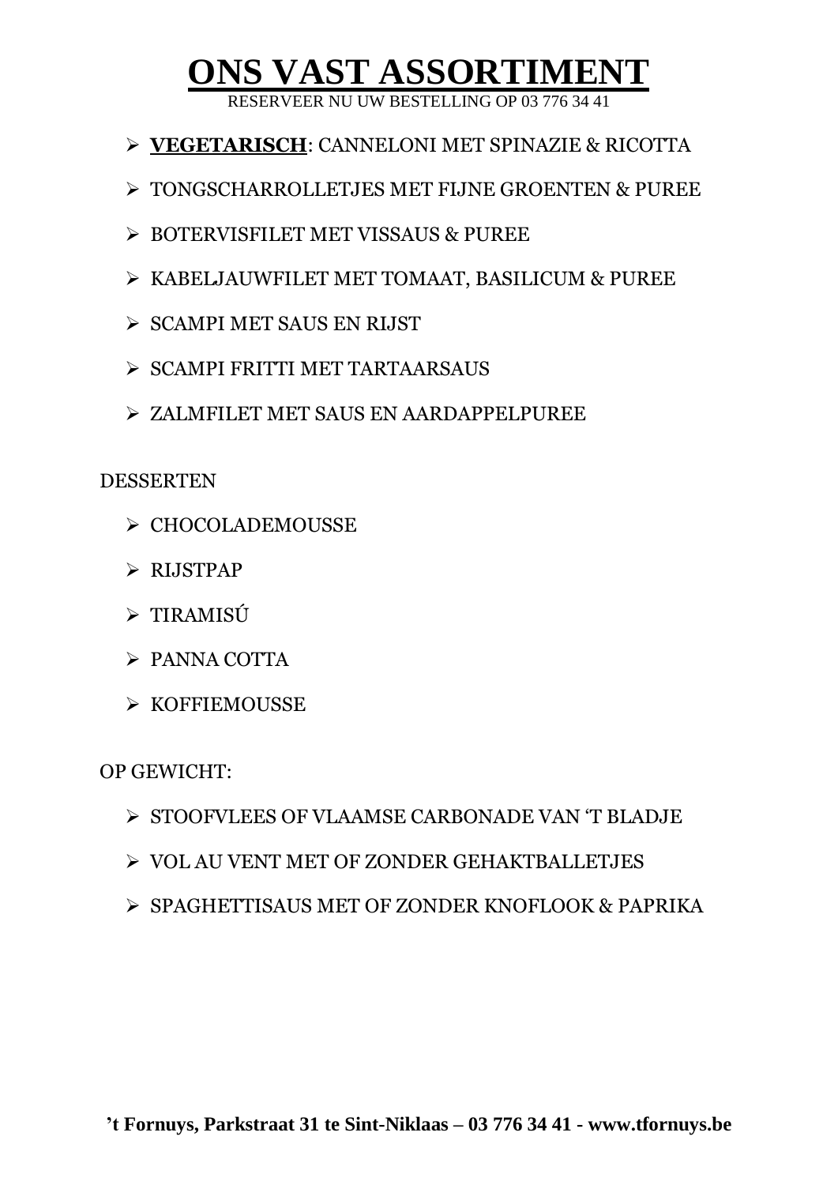# ONS VAST ASSORTIMENT

RESERVEER NU UW BESTELLING OP 03 776 34 41

- **VEGETARISCH**: CANNELONI MET SPINAZIE & RICOTTA
- TONGSCHARROLLETJES MET FIJNE GROENTEN & PUREE
- BOTERVISFILET MET VISSAUS & PUREE
- KABELJAUWFILET MET TOMAAT, BASILICUM & PUREE
- SCAMPI MET SAUS EN RIJST
- SCAMPI FRITTI MET TARTAARSAUS
- ZALMFILET MET SAUS EN AARDAPPELPUREE

DESSERTEN

- CHOCOLADEMOUSSE
- RIJSTPAP
- TIRAMISÚ
- PANNA COTTA
- KOFFIEMOUSSE

OP GEWICHT:

- STOOFVLEES OF VLAAMSE CARBONADE VAN 'T BLADJE
- VOL AU VENT MET OF ZONDER GEHAKTBALLETJES
- SPAGHETTISAUS MET OF ZONDER KNOFLOOK & PAPRIKA

**'t Fornuys, Parkstraat 31 te Sint-Niklaas – 03 776 34 41 - www.tfornuys.be**